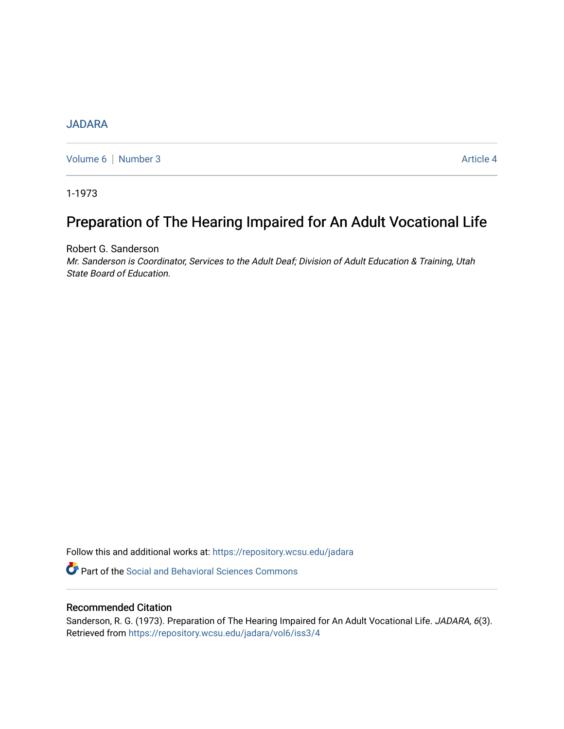JADARA

Volume 6 | Number 3 Article 4

1-1973

# Preparation of The Hearing Impaired for An Adult Vocational Life

Robert G. Sanderson

*Mr. Sanderson is Coordinator, Services to the Adult Deaf; Division of Adult Education & Training, Utah State Board of Education.*

Follow this and additional works at: https://repository.wcsu.edu/jadara

Part of the Social and Behavioral Sciences Commons

## Recommended Citation

Sanderson, R. G. (1973). Preparation of The Hearing Impaired for An Adult Vocational Life. *JADARA, 6*(3). Retrieved from https://repository.wcsu.edu/jadara/vol6/iss3/4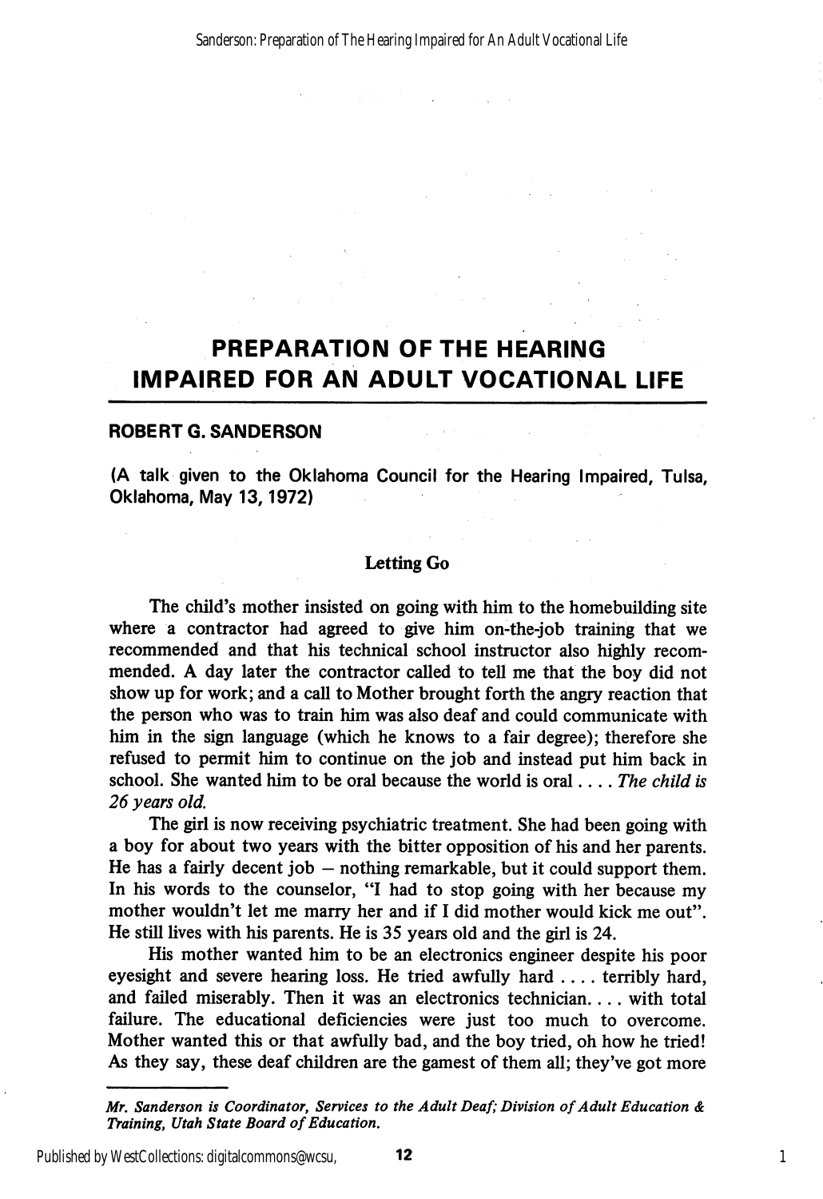# PREPARATION OF THE HEARING IMPAIRED FOR AN ADULT VOCATIONAL LIFE

**ROBERT G. SANDERSON**

**(A talk given to the Oklahoma Council for the Hearing Impaired, Tulsa, Oklahoma, May 13, 1972)**

## Letting Go

The child's mother insisted on going with him to the homebuilding site where a contractor had agreed to give him on-the-job training that we recommended and that his technical school instructor also highly recommended. A day later the contractor called to tell me that the boy did not show up for work; and a call to Mother brought forth the angry reaction that the person who was to train him was also deaf and could communicate with him in the sign language (which he knows to a fair degree); therefore she refused to permit him to continue on the job and instead put him back in school. She wanted him to be oral because the world is oral . . . . *The child is 26 years old.*

The girl is now receiving psychiatric treatment. She had been going with a boy for about two years with the bitter opposition of his and her parents. He has a fairly decent job – nothing remarkable, but it could support them. In his words to the counselor, "I had to stop going with her because my mother wouldn't let me marry her and if I did mother would kick me out". He still lives with his parents. He is 35 years old and the girl is 24.

His mother wanted him to be an electronics engineer despite his poor eyesight and severe hearing loss. He tried awfully hard . . . . terribly hard, and failed miserably. Then it was an electronics technician. . . . with total failure. The educational deficiencies were just too much to overcome. Mother wanted this or that awfully bad, and the boy tried, oh how he tried! As they say, these deaf children are the gamest of them all; they've got more

---

*Mr. Sanderson is Coordinator, Services to the Adult Deaf; Division of Adult Education & Training, Utah State Board of Education.*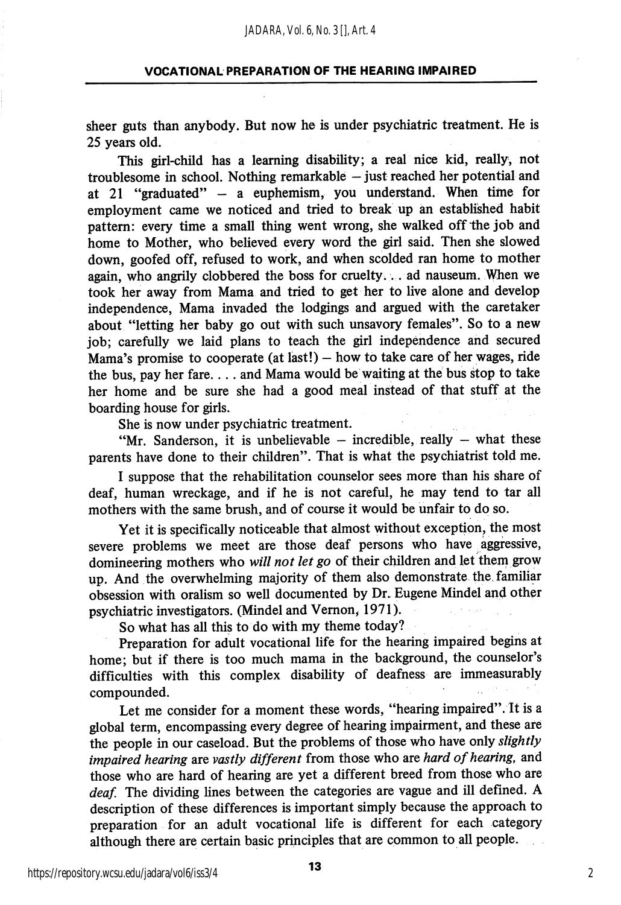sheer guts than anybody. But now he is under psychiatric treatment. He is 25 years old.

This girl-child has a learning disability; a real nice kid, really, not troublesome in school. Nothing remarkable – just reached her potential and at 21 "graduated" – a euphemism, you understand. When time for employment came we noticed and tried to break up an established habit pattern: every time a small thing went wrong, she walked off the job and home to Mother, who believed every word the girl said. Then she slowed down, goofed off, refused to work, and when scolded ran home to mother again, who angrily clobbered the boss for cruelty. . . ad nauseum. When we took her away from Mama and tried to get her to live alone and develop independence, Mama invaded the lodgings and argued with the caretaker about "letting her baby go out with such unsavory females". So to a new job; carefully we laid plans to teach the girl independence and secured Mama's promise to cooperate (at last!) – how to take care of her wages, ride the bus, pay her fare. . . . and Mama would be waiting at the bus stop to take her home and be sure she had a good meal instead of that stuff at the boarding house for girls.

She is now under psychiatric treatment.

"Mr. Sanderson, it is unbelievable – incredible, really – what these parents have done to their children". That is what the psychiatrist told me.

I suppose that the rehabilitation counselor sees more than his share of deaf, human wreckage, and if he is not careful, he may tend to tar all mothers with the same brush, and of course it would be unfair to do so.

Yet it is specifically noticeable that almost without exception, the most severe problems we meet are those deaf persons who have aggressive, domineering mothers who *will not let go* of their children and let them grow up. And the overwhelming majority of them also demonstrate the familiar obsession with oralism so well documented by Dr. Eugene Mindel and other psychiatric investigators. (Mindel and Vernon, 1971).

So what has all this to do with my theme today?

Preparation for adult vocational life for the hearing impaired begins at home; but if there is too much mama in the background, the counselor's difficulties with this complex disability of deafness are immeasurably compounded.

Let me consider for a moment these words, "hearing impaired". It is a global term, encompassing every degree of hearing impairment, and these are the people in our caseload. But the problems of those who have only *slightly impaired hearing* are *vastly different* from those who are *hard of hearing,* and those who are hard of hearing are yet a different breed from those who are *deaf.* The dividing lines between the categories are vague and ill defined. A description of these differences is important simply because the approach to preparation for an adult vocational life is different for each category although there are certain basic principles that are common to all people.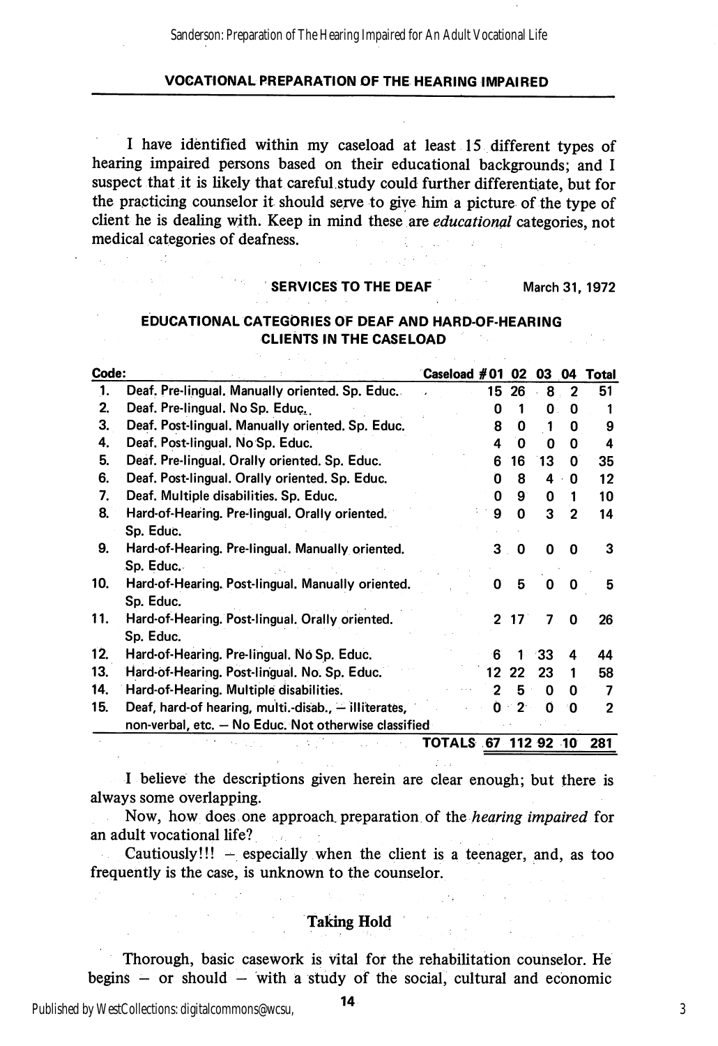## VOCATIONAL PREPARATION OF THE HEARING IMPAIRED

I have identified within my caseload at least 15 different types of hearing impaired persons based on their educational backgrounds; and I suspect that it is likely that careful study could further differentiate, but for the practicing counselor it should serve to give him a picture of the type of client he is dealing with. Keep in mind these are *educational* categories, not medical categories of deafness.

**SERVICES TO THE DEAF** — March 31, 1972

**EDUCATIONAL CATEGORIES OF DEAF AND HARD-OF-HEARING CLIENTS IN THE CASELOAD**

| Code: | | Caseload #01 | 02 | 03 | 04 | Total |
|---|---|---|---|---|---|---|
| 1. | Deaf. Pre-lingual. Manually oriented. Sp. Educ. | 15 | 26 | 8 | 2 | 51 |
| 2. | Deaf. Pre-lingual. No Sp. Educ. | 0 | 1 | 0 | 0 | 1 |
| 3. | Deaf. Post-lingual. Manually oriented. Sp. Educ. | 8 | 0 | 1 | 0 | 9 |
| 4. | Deaf. Post-lingual. No Sp. Educ. | 4 | 0 | 0 | 0 | 4 |
| 5. | Deaf. Pre-lingual. Orally oriented. Sp. Educ. | 6 | 16 | 13 | 0 | 35 |
| 6. | Deaf. Post-lingual. Orally oriented. Sp. Educ. | 0 | 8 | 4 | 0 | 12 |
| 7. | Deaf. Multiple disabilities. Sp. Educ. | 0 | 9 | 0 | 1 | 10 |
| 8. | Hard-of-Hearing. Pre-lingual. Orally oriented. Sp. Educ. | 9 | 0 | 3 | 2 | 14 |
| 9. | Hard-of-Hearing. Pre-lingual. Manually oriented. Sp. Educ. | 3 | 0 | 0 | 0 | 3 |
| 10. | Hard-of-Hearing. Post-lingual. Manually oriented. Sp. Educ. | 0 | 5 | 0 | 0 | 5 |
| 11. | Hard-of-Hearing. Post-lingual. Orally oriented. Sp. Educ. | 2 | 17 | 7 | 0 | 26 |
| 12. | Hard-of-Hearing. Pre-lingual. No Sp. Educ. | 6 | 1 | 33 | 4 | 44 |
| 13. | Hard-of-Hearing. Post-lingual. No. Sp. Educ. | 12 | 22 | 23 | 1 | 58 |
| 14. | Hard-of-Hearing. Multiple disabilities. | 2 | 5 | 0 | 0 | 7 |
| 15. | Deaf, hard-of hearing, multi.-disab., – illiterates, non-verbal, etc. – No Educ. Not otherwise classified | 0 | 2 | 0 | 0 | 2 |
| | TOTALS | 67 | 112 | 92 | 10 | 281 |

I believe the descriptions given herein are clear enough; but there is always some overlapping.

Now, how does one approach preparation of the *hearing impaired* for an adult vocational life?

Cautiously!!! – especially when the client is a teenager, and, as too frequently is the case, is unknown to the counselor.

### Taking Hold

Thorough, basic casework is vital for the rehabilitation counselor. He begins – or should – with a study of the social, cultural and economic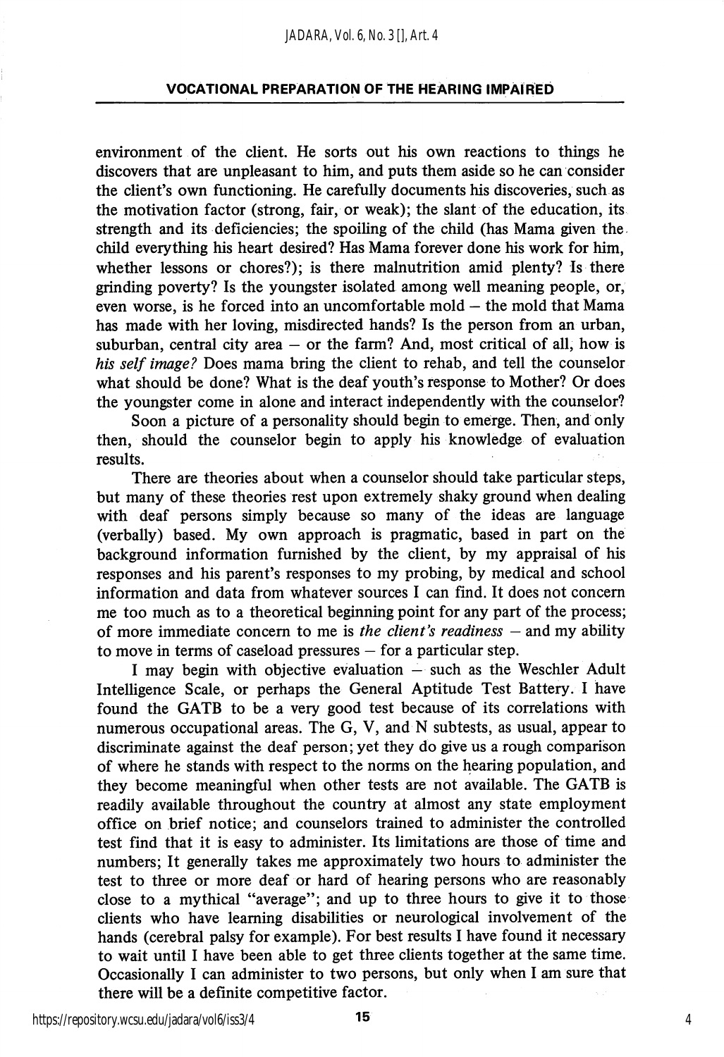environment of the client. He sorts out his own reactions to things he discovers that are unpleasant to him, and puts them aside so he can consider the client's own functioning. He carefully documents his discoveries, such as the motivation factor (strong, fair, or weak); the slant of the education, its strength and its deficiencies; the spoiling of the child (has Mama given the child everything his heart desired? Has Mama forever done his work for him, whether lessons or chores?); is there malnutrition amid plenty? Is there grinding poverty? Is the youngster isolated among well meaning people, or, even worse, is he forced into an uncomfortable mold – the mold that Mama has made with her loving, misdirected hands? Is the person from an urban, suburban, central city area – or the farm? And, most critical of all, how is *his self image?* Does mama bring the client to rehab, and tell the counselor what should be done? What is the deaf youth's response to Mother? Or does the youngster come in alone and interact independently with the counselor?

Soon a picture of a personality should begin to emerge. Then, and only then, should the counselor begin to apply his knowledge of evaluation results.

There are theories about when a counselor should take particular steps, but many of these theories rest upon extremely shaky ground when dealing with deaf persons simply because so many of the ideas are language (verbally) based. My own approach is pragmatic, based in part on the background information furnished by the client, by my appraisal of his responses and his parent's responses to my probing, by medical and school information and data from whatever sources I can find. It does not concern me too much as to a theoretical beginning point for any part of the process; of more immediate concern to me is *the client's readiness* – and my ability to move in terms of caseload pressures – for a particular step.

I may begin with objective evaluation – such as the Weschler Adult Intelligence Scale, or perhaps the General Aptitude Test Battery. I have found the GATB to be a very good test because of its correlations with numerous occupational areas. The G, V, and N subtests, as usual, appear to discriminate against the deaf person; yet they do give us a rough comparison of where he stands with respect to the norms on the hearing population, and they become meaningful when other tests are not available. The GATB is readily available throughout the country at almost any state employment office on brief notice; and counselors trained to administer the controlled test find that it is easy to administer. Its limitations are those of time and numbers; It generally takes me approximately two hours to administer the test to three or more deaf or hard of hearing persons who are reasonably close to a mythical "average"; and up to three hours to give it to those clients who have learning disabilities or neurological involvement of the hands (cerebral palsy for example). For best results I have found it necessary to wait until I have been able to get three clients together at the same time. Occasionally I can administer to two persons, but only when I am sure that there will be a definite competitive factor.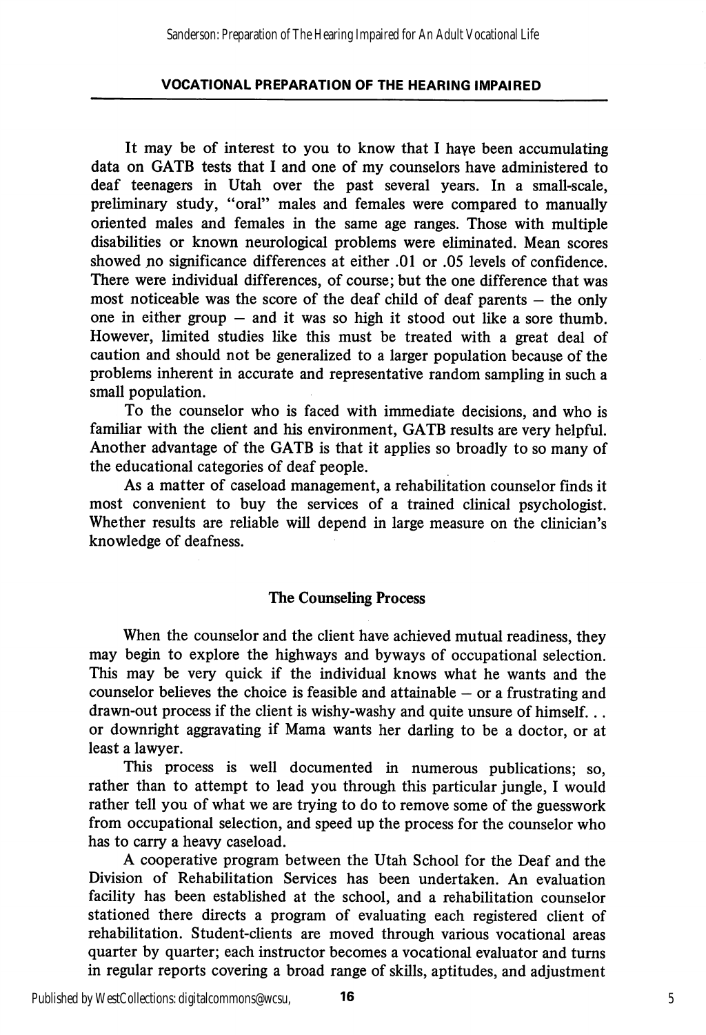It may be of interest to you to know that I have been accumulating data on GATB tests that I and one of my counselors have administered to deaf teenagers in Utah over the past several years. In a small-scale, preliminary study, "oral" males and females were compared to manually oriented males and females in the same age ranges. Those with multiple disabilities or known neurological problems were eliminated. Mean scores showed no significance differences at either .01 or .05 levels of confidence. There were individual differences, of course; but the one difference that was most noticeable was the score of the deaf child of deaf parents – the only one in either group – and it was so high it stood out like a sore thumb. However, limited studies like this must be treated with a great deal of caution and should not be generalized to a larger population because of the problems inherent in accurate and representative random sampling in such a small population.

To the counselor who is faced with immediate decisions, and who is familiar with the client and his environment, GATB results are very helpful. Another advantage of the GATB is that it applies so broadly to so many of the educational categories of deaf people.

As a matter of caseload management, a rehabilitation counselor finds it most convenient to buy the services of a trained clinical psychologist. Whether results are reliable will depend in large measure on the clinician's knowledge of deafness.

### The Counseling Process

When the counselor and the client have achieved mutual readiness, they may begin to explore the highways and byways of occupational selection. This may be very quick if the individual knows what he wants and the counselor believes the choice is feasible and attainable – or a frustrating and drawn-out process if the client is wishy-washy and quite unsure of himself. . . or downright aggravating if Mama wants her darling to be a doctor, or at least a lawyer.

This process is well documented in numerous publications; so, rather than to attempt to lead you through this particular jungle, I would rather tell you of what we are trying to do to remove some of the guesswork from occupational selection, and speed up the process for the counselor who has to carry a heavy caseload.

A cooperative program between the Utah School for the Deaf and the Division of Rehabilitation Services has been undertaken. An evaluation facility has been established at the school, and a rehabilitation counselor stationed there directs a program of evaluating each registered client of rehabilitation. Student-clients are moved through various vocational areas quarter by quarter; each instructor becomes a vocational evaluator and turns in regular reports covering a broad range of skills, aptitudes, and adjustment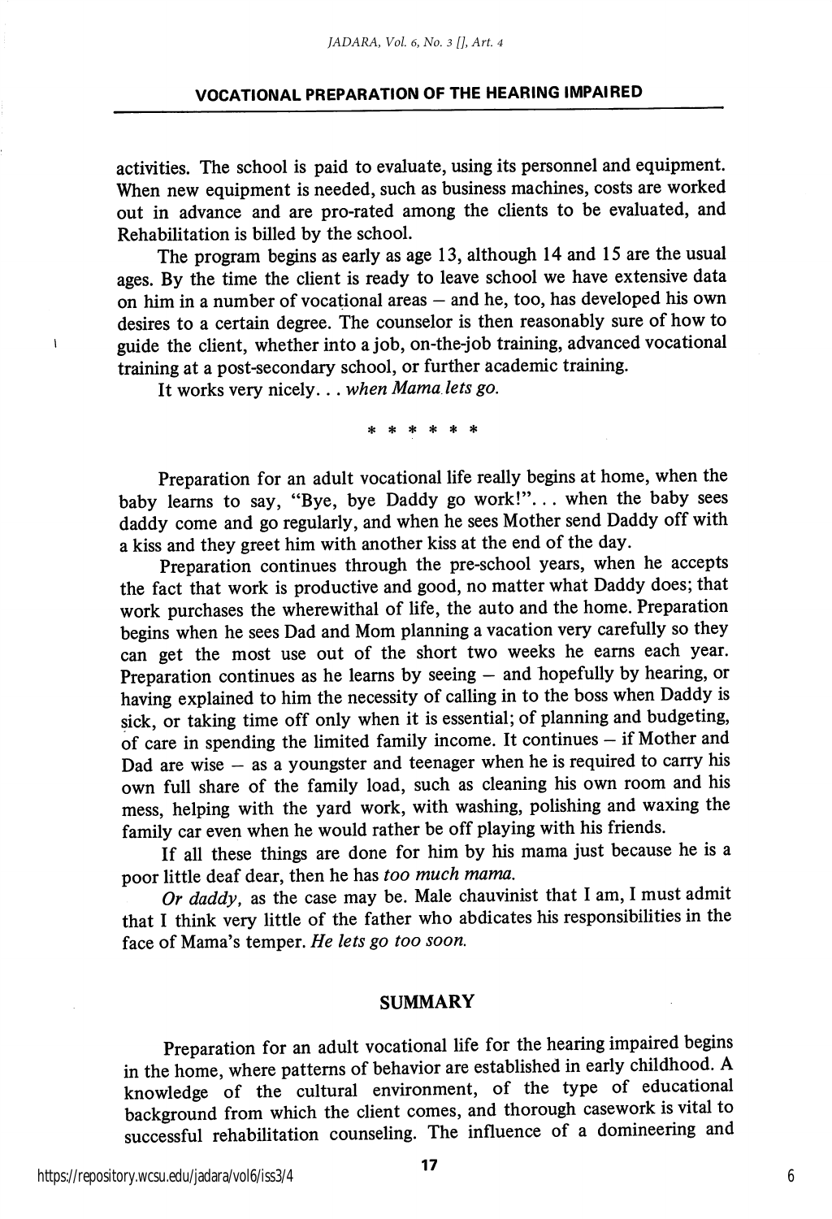activities. The school is paid to evaluate, using its personnel and equipment. When new equipment is needed, such as business machines, costs are worked out in advance and are pro-rated among the clients to be evaluated, and Rehabilitation is billed by the school.

The program begins as early as age 13, although 14 and 15 are the usual ages. By the time the client is ready to leave school we have extensive data on him in a number of vocational areas – and he, too, has developed his own desires to a certain degree. The counselor is then reasonably sure of how to guide the client, whether into a job, on-the-job training, advanced vocational training at a post-secondary school, or further academic training.

It works very nicely. . . *when Mama lets go.*

\* \* \* \* \* \*

Preparation for an adult vocational life really begins at home, when the baby learns to say, "Bye, bye Daddy go work!". . . when the baby sees daddy come and go regularly, and when he sees Mother send Daddy off with a kiss and they greet him with another kiss at the end of the day.

Preparation continues through the pre-school years, when he accepts the fact that work is productive and good, no matter what Daddy does; that work purchases the wherewithal of life, the auto and the home. Preparation begins when he sees Dad and Mom planning a vacation very carefully so they can get the most use out of the short two weeks he earns each year. Preparation continues as he learns by seeing – and hopefully by hearing, or having explained to him the necessity of calling in to the boss when Daddy is sick, or taking time off only when it is essential; of planning and budgeting, of care in spending the limited family income. It continues – if Mother and Dad are wise – as a youngster and teenager when he is required to carry his own full share of the family load, such as cleaning his own room and his mess, helping with the yard work, with washing, polishing and waxing the family car even when he would rather be off playing with his friends.

If all these things are done for him by his mama just because he is a poor little deaf dear, then he has *too much mama.*

*Or daddy,* as the case may be. Male chauvinist that I am, I must admit that I think very little of the father who abdicates his responsibilities in the face of Mama's temper. *He lets go too soon.*

## SUMMARY

Preparation for an adult vocational life for the hearing impaired begins in the home, where patterns of behavior are established in early childhood. A knowledge of the cultural environment, of the type of educational background from which the client comes, and thorough casework is vital to successful rehabilitation counseling. The influence of a domineering and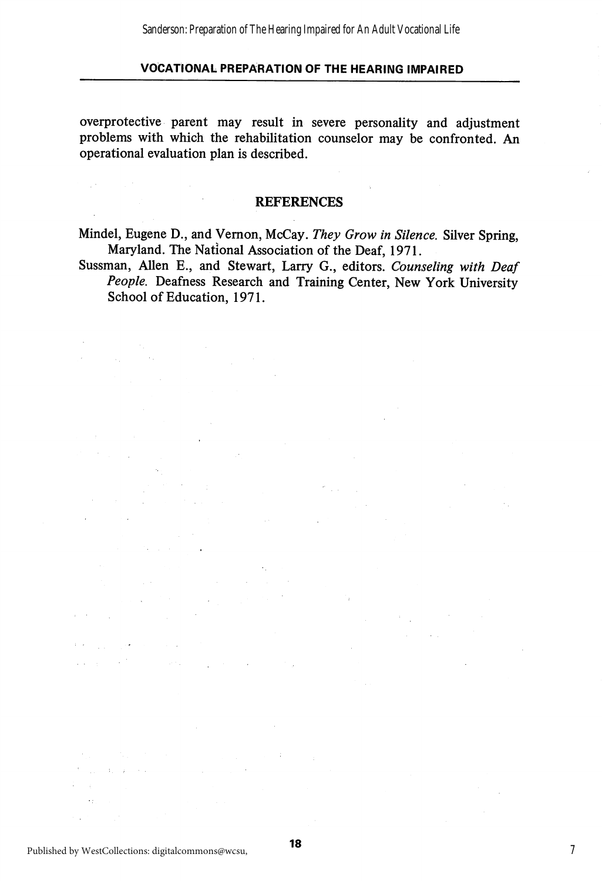overprotective parent may result in severe personality and adjustment problems with which the rehabilitation counselor may be confronted. An operational evaluation plan is described.

## REFERENCES

Mindel, Eugene D., and Vernon, McCay. *They Grow in Silence.* Silver Spring, Maryland. The National Association of the Deaf, 1971.

Sussman, Allen E., and Stewart, Larry G., editors. *Counseling with Deaf People.* Deafness Research and Training Center, New York University School of Education, 1971.